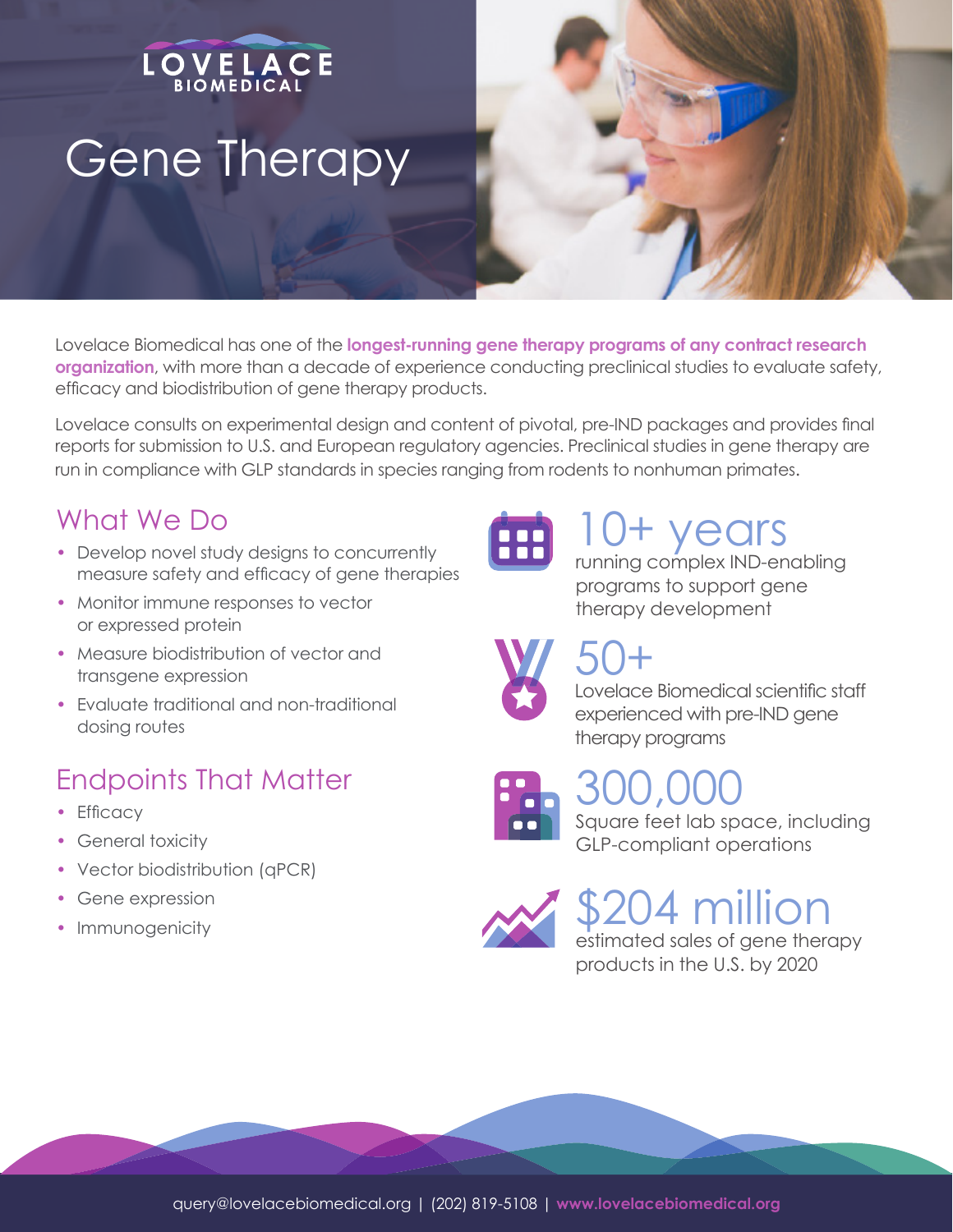LOVELACE BIOMEDICAL

# Gene Therapy

Lovelace Biomedical has one of the **longest-running gene therapy programs of any contract research organization**, with more than a decade of experience conducting preclinical studies to evaluate safety, efficacy and biodistribution of gene therapy products.

Lovelace consults on experimental design and content of pivotal, pre-IND packages and provides final reports for submission to U.S. and European regulatory agencies. Preclinical studies in gene therapy are run in compliance with GLP standards in species ranging from rodents to nonhuman primates.

## What We Do

- Develop novel study designs to concurrently measure safety and efficacy of gene therapies
- Monitor immune responses to vector or expressed protein
- Measure biodistribution of vector and transgene expression
- Evaluate traditional and non-traditional dosing routes

## Endpoints That Matter

- Efficacy
- General toxicity
- Vector biodistribution (qPCR)
- Gene expression
- Immunogenicity

**10+ years**
running complex IND-enabling programs to support gene therapy development

**50+**
Lovelace Biomedical scientific staff experienced with pre-IND gene therapy programs

**300,000**
Square feet lab space, including GLP-compliant operations

**$204 million**
estimated sales of gene therapy products in the U.S. by 2020

query@lovelacebiomedical.org | (202) 819-5108 | **www.lovelacebiomedical.org**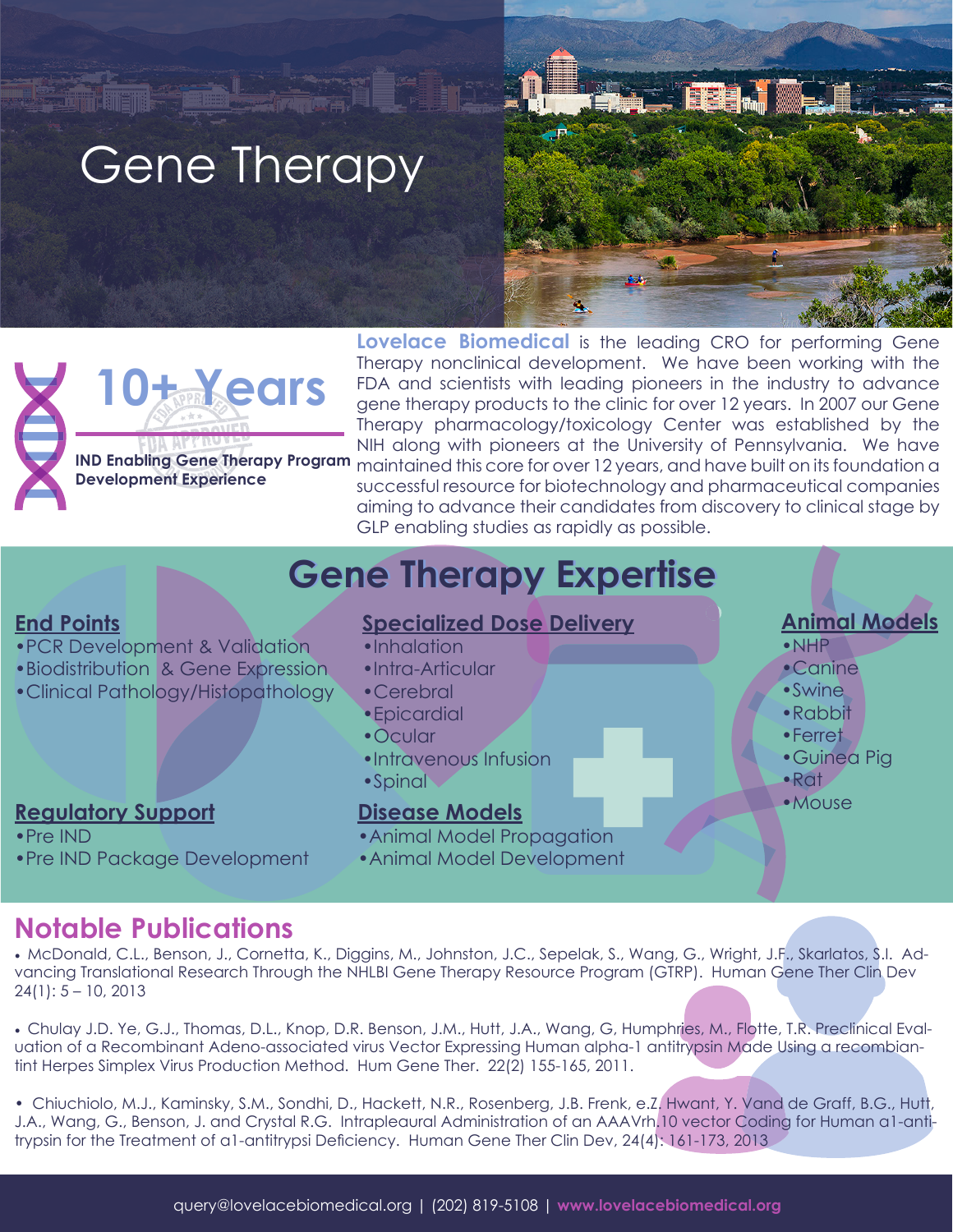# Gene Therapy

## 10+ Years

**IND Enabling Gene Therapy Program Development Experience**

**Lovelace Biomedical** is the leading CRO for performing Gene Therapy nonclinical development. We have been working with the FDA and scientists with leading pioneers in the industry to advance gene therapy products to the clinic for over 12 years. In 2007 our Gene Therapy pharmacology/toxicology Center was established by the NIH along with pioneers at the University of Pennsylvania. We have maintained this core for over 12 years, and have built on its foundation a successful resource for biotechnology and pharmaceutical companies aiming to advance their candidates from discovery to clinical stage by GLP enabling studies as rapidly as possible.

## Gene Therapy Expertise

### End Points
- PCR Development & Validation
- Biodistribution & Gene Expression
- Clinical Pathology/Histopathology

### Specialized Dose Delivery
- Inhalation
- Intra-Articular
- Cerebral
- Epicardial
- Ocular
- Intravenous Infusion
- Spinal

### Animal Models
- NHP
- Canine
- Swine
- Rabbit
- Ferret
- Guinea Pig
- Rat
- Mouse

### Regulatory Support
- Pre IND
- Pre IND Package Development

### Disease Models
- Animal Model Propagation
- Animal Model Development

## Notable Publications

- McDonald, C.L., Benson, J., Cornetta, K., Diggins, M., Johnston, J.C., Sepelak, S., Wang, G., Wright, J.F., Skarlatos, S.I. Advancing Translational Research Through the NHLBI Gene Therapy Resource Program (GTRP). Human Gene Ther Clin Dev 24(1): 5 – 10, 2013

- Chulay J.D. Ye, G.J., Thomas, D.L., Knop, D.R. Benson, J.M., Hutt, J.A., Wang, G, Humphries, M., Flotte, T.R. Preclinical Evaluation of a Recombinant Adeno-associated virus Vector Expressing Human alpha-1 antitrypsin Made Using a recombiantint Herpes Simplex Virus Production Method. Hum Gene Ther. 22(2) 155-165, 2011.

- Chiuchiolo, M.J., Kaminsky, S.M., Sondhi, D., Hackett, N.R., Rosenberg, J.B. Frenk, e.Z. Hwant, Y. Vand de Graff, B.G., Hutt, J.A., Wang, G., Benson, J. and Crystal R.G. Intrapleural Administration of an AAAVrh.10 vector Coding for Human a1-antitrypsin for the Treatment of a1-antitrypsi Deficiency. Human Gene Ther Clin Dev, 24(4): 161-173, 2013

query@lovelacebiomedical.org | (202) 819-5108 | www.lovelacebiomedical.org